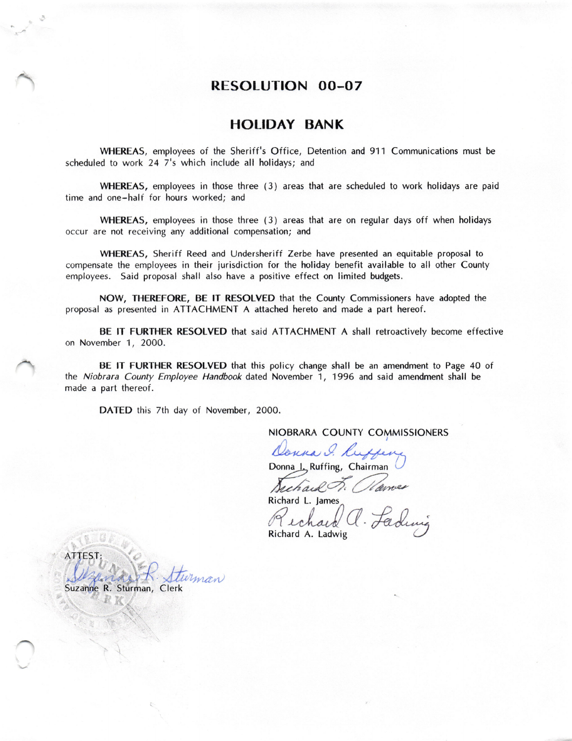# RESOLUTION 00-07

## HOLIDAY BANK

**WHEREAS,** employees of the Sheriff's Office, Detention and 911 Communications must be scheduled to work 24 7's which include all holidays; and

**WHEREAS,** employees in those three (3) areas that are scheduled to work holidays are paid time and one-half for hours worked; and

**WHEREAS,** employees in those three (3) areas that are on regular days off when holidays occur are not receiving any additional compensation; and

**WHEREAS,** Sheriff Reed and Undersheriff Zerbe have presented an equitable proposal to compensate the employees in their jurisdiction for the holiday benefit available to all other County employees. Said proposal shall also have a positive effect on limited budgets.

**NOW, THEREFORE, BE IT RESOLVED** that the County Commissioners have adopted the proposal as presented in ATTACHMENT A attached hereto and made a part hereof.

**BE IT FURTHER RESOLVED** that said ATTACHMENT A shall retroactively become effective on November 1, 2000.

**BE IT FURTHER RESOLVED** that this policy change shall be an amendment to Page 40 of the *Niobrara County Employee Handbook* dated November 1, 1996 and said amendment shall be made a part thereof.

**DATED** this 7th day of November, 2000.

NIOBRARA COUNTY COMMISSIONERS

Donna L. Ruffing, Chairman

Richard L. James

Richard A. Ladwig

ATTEST:

Suzanne R. Sturman, Clerk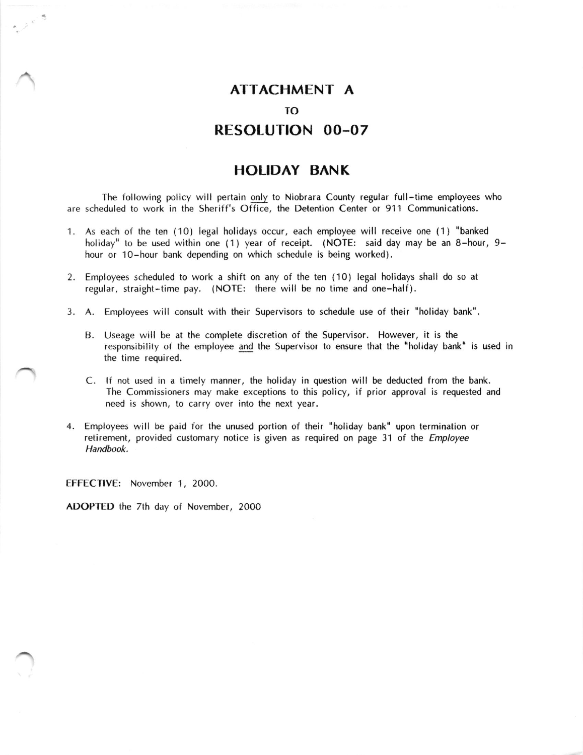# ATTACHMENT A

## TO

# RESOLUTION 00-07

## HOLIDAY BANK

The following policy will pertain only to Niobrara County regular full-time employees who are scheduled to work in the Sheriff's Office, the Detention Center or 911 Communications.

1. As each of the ten (10) legal holidays occur, each employee will receive one (1) "banked holiday" to be used within one (1) year of receipt. (NOTE: said day may be an 8-hour, 9-hour or 10-hour bank depending on which schedule is being worked).

2. Employees scheduled to work a shift on any of the ten (10) legal holidays shall do so at regular, straight-time pay. (NOTE: there will be no time and one-half).

3. A. Employees will consult with their Supervisors to schedule use of their "holiday bank".

   B. Useage will be at the complete discretion of the Supervisor. However, it is the responsibility of the employee and the Supervisor to ensure that the "holiday bank" is used in the time required.

   C. If not used in a timely manner, the holiday in question will be deducted from the bank. The Commissioners may make exceptions to this policy, if prior approval is requested and need is shown, to carry over into the next year.

4. Employees will be paid for the unused portion of their "holiday bank" upon termination or retirement, provided customary notice is given as required on page 31 of the *Employee Handbook.*

**EFFECTIVE:** November 1, 2000.

**ADOPTED** the 7th day of November, 2000